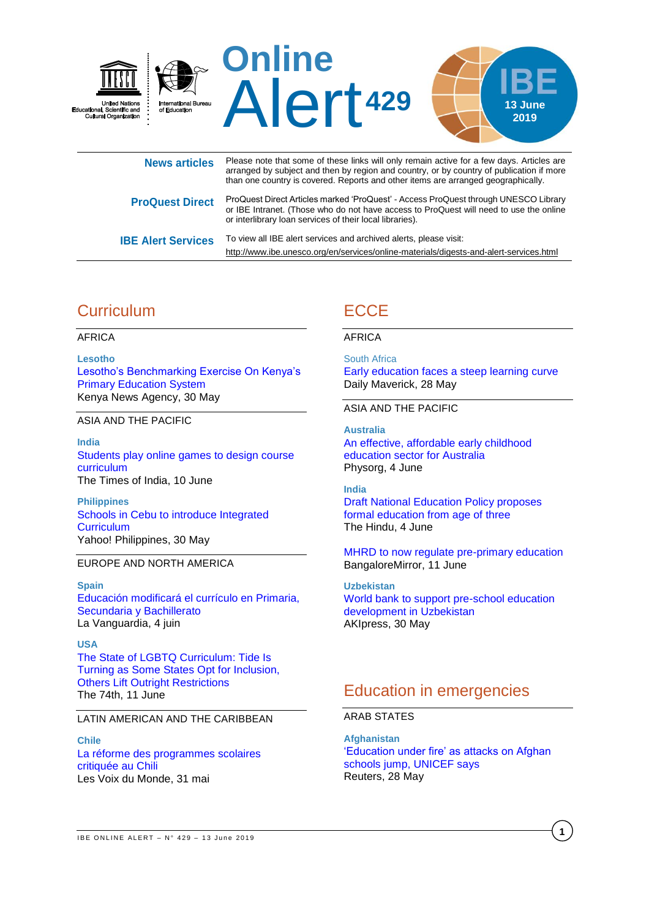# Online Alert 429

United Nations Educational, Scientific and Cultural Organization
International Bureau of Education

IBE 13 June 2019

**News articles** — Please note that some of these links will only remain active for a few days. Articles are arranged by subject and then by region and country, or by country of publication if more than one country is covered. Reports and other items are arranged geographically.

**ProQuest Direct** — ProQuest Direct Articles marked 'ProQuest' - Access ProQuest through UNESCO Library or IBE Intranet. (Those who do not have access to ProQuest will need to use the online or interlibrary loan services of their local libraries).

**IBE Alert Services** — To view all IBE alert services and archived alerts, please visit:
http://www.ibe.unesco.org/en/services/online-materials/digests-and-alert-services.html

## Curriculum

AFRICA

**Lesotho**
Lesotho's Benchmarking Exercise On Kenya's Primary Education System
Kenya News Agency, 30 May

ASIA AND THE PACIFIC

**India**
Students play online games to design course curriculum
The Times of India, 10 June

**Philippines**
Schools in Cebu to introduce Integrated Curriculum
Yahoo! Philippines, 30 May

EUROPE AND NORTH AMERICA

**Spain**
Educación modificará el currículo en Primaria, Secundaria y Bachillerato
La Vanguardia, 4 juin

**USA**
The State of LGBTQ Curriculum: Tide Is Turning as Some States Opt for Inclusion, Others Lift Outright Restrictions
The 74th, 11 June

LATIN AMERICAN AND THE CARIBBEAN

**Chile**
La réforme des programmes scolaires critiquée au Chili
Les Voix du Monde, 31 mai

## ECCE

AFRICA

South Africa
Early education faces a steep learning curve
Daily Maverick, 28 May

ASIA AND THE PACIFIC

**Australia**
An effective, affordable early childhood education sector for Australia
Physorg, 4 June

**India**
Draft National Education Policy proposes formal education from age of three
The Hindu, 4 June

MHRD to now regulate pre-primary education
BangaloreMirror, 11 June

**Uzbekistan**
World bank to support pre-school education development in Uzbekistan
AKIpress, 30 May

## Education in emergencies

ARAB STATES

**Afghanistan**
'Education under fire' as attacks on Afghan schools jump, UNICEF says
Reuters, 28 May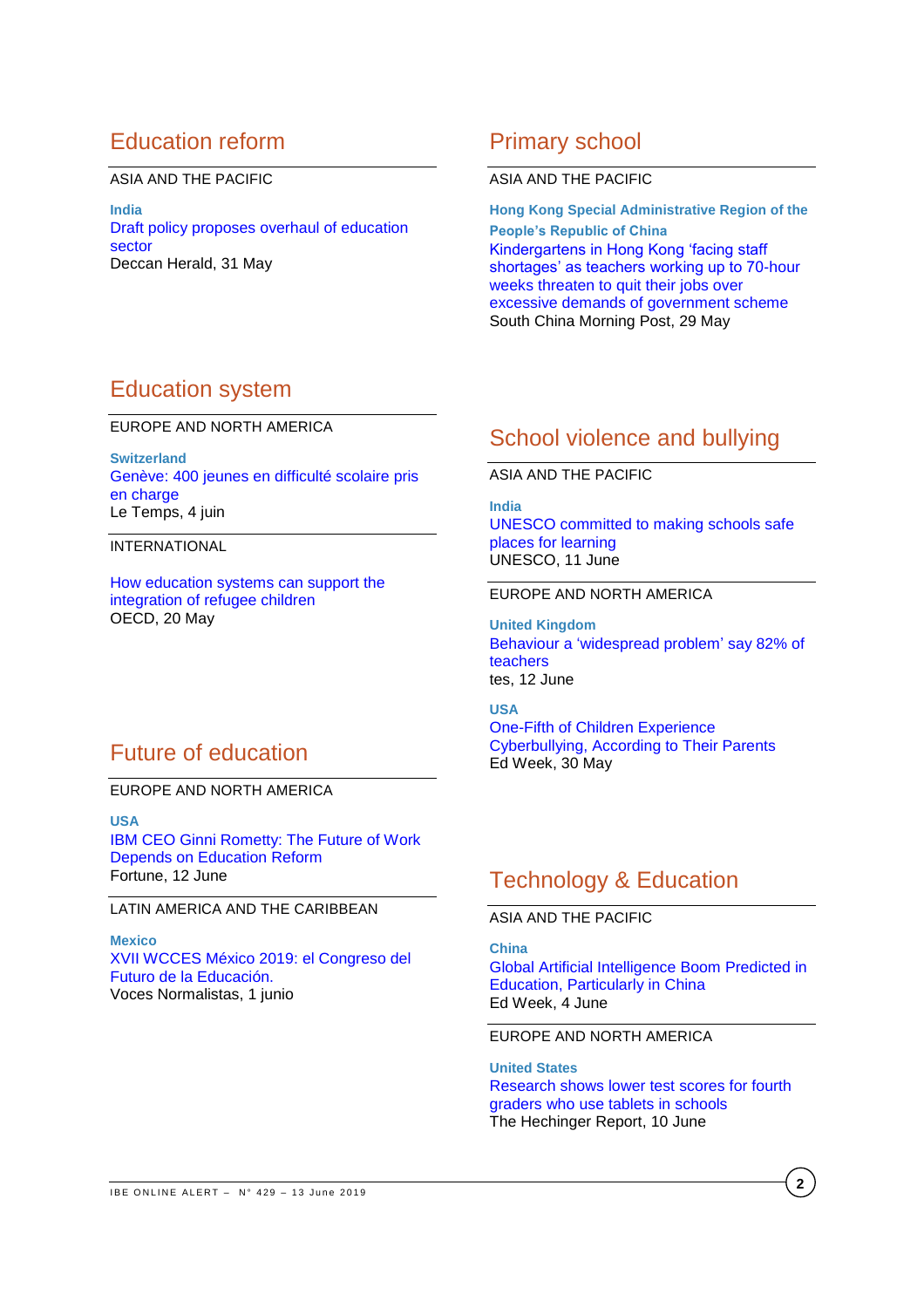## Education reform

ASIA AND THE PACIFIC

**India**
Draft policy proposes overhaul of education sector
Deccan Herald, 31 May

## Education system

EUROPE AND NORTH AMERICA

**Switzerland**
Genève: 400 jeunes en difficulté scolaire pris en charge
Le Temps, 4 juin

INTERNATIONAL

How education systems can support the integration of refugee children
OECD, 20 May

## Future of education

EUROPE AND NORTH AMERICA

**USA**
IBM CEO Ginni Rometty: The Future of Work Depends on Education Reform
Fortune, 12 June

LATIN AMERICA AND THE CARIBBEAN

**Mexico**
XVII WCCES México 2019: el Congreso del Futuro de la Educación.
Voces Normalistas, 1 junio

## Primary school

ASIA AND THE PACIFIC

**Hong Kong Special Administrative Region of the People's Republic of China**
Kindergartens in Hong Kong 'facing staff shortages' as teachers working up to 70-hour weeks threaten to quit their jobs over excessive demands of government scheme
South China Morning Post, 29 May

## School violence and bullying

ASIA AND THE PACIFIC

**India**
UNESCO committed to making schools safe places for learning
UNESCO, 11 June

EUROPE AND NORTH AMERICA

**United Kingdom**
Behaviour a 'widespread problem' say 82% of teachers
tes, 12 June

**USA**
One-Fifth of Children Experience Cyberbullying, According to Their Parents
Ed Week, 30 May

## Technology & Education

ASIA AND THE PACIFIC

**China**
Global Artificial Intelligence Boom Predicted in Education, Particularly in China
Ed Week, 4 June

EUROPE AND NORTH AMERICA

**United States**
Research shows lower test scores for fourth graders who use tablets in schools
The Hechinger Report, 10 June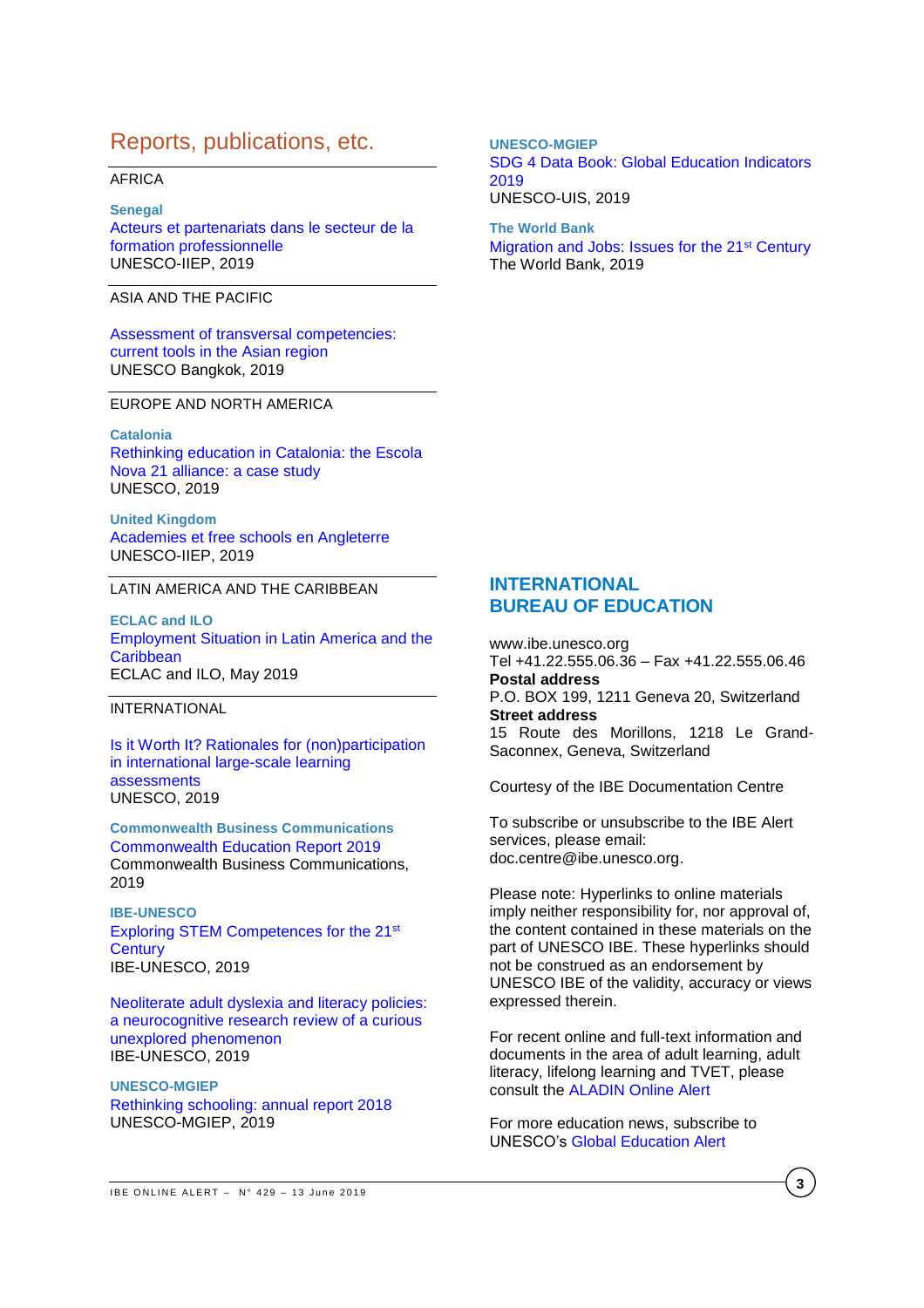## Reports, publications, etc.

AFRICA

**Senegal**
Acteurs et partenariats dans le secteur de la formation professionnelle
UNESCO-IIEP, 2019

ASIA AND THE PACIFIC

Assessment of transversal competencies: current tools in the Asian region
UNESCO Bangkok, 2019

EUROPE AND NORTH AMERICA

**Catalonia**
Rethinking education in Catalonia: the Escola Nova 21 alliance: a case study
UNESCO, 2019

**United Kingdom**
Academies et free schools en Angleterre
UNESCO-IIEP, 2019

LATIN AMERICA AND THE CARIBBEAN

**ECLAC and ILO**
Employment Situation in Latin America and the Caribbean
ECLAC and ILO, May 2019

INTERNATIONAL

Is it Worth It? Rationales for (non)participation in international large-scale learning assessments
UNESCO, 2019

**Commonwealth Business Communications**
Commonwealth Education Report 2019
Commonwealth Business Communications, 2019

**IBE-UNESCO**
Exploring STEM Competences for the 21st Century
IBE-UNESCO, 2019

Neoliterate adult dyslexia and literacy policies: a neurocognitive research review of a curious unexplored phenomenon
IBE-UNESCO, 2019

**UNESCO-MGIEP**
Rethinking schooling: annual report 2018
UNESCO-MGIEP, 2019

**UNESCO-MGIEP**
SDG 4 Data Book: Global Education Indicators 2019
UNESCO-UIS, 2019

**The World Bank**
Migration and Jobs: Issues for the 21st Century
The World Bank, 2019

## INTERNATIONAL BUREAU OF EDUCATION

www.ibe.unesco.org
Tel +41.22.555.06.36 – Fax +41.22.555.06.46
**Postal address**
P.O. BOX 199, 1211 Geneva 20, Switzerland
**Street address**
15 Route des Morillons, 1218 Le Grand-Saconnex, Geneva, Switzerland

Courtesy of the IBE Documentation Centre

To subscribe or unsubscribe to the IBE Alert services, please email: doc.centre@ibe.unesco.org.

Please note: Hyperlinks to online materials imply neither responsibility for, nor approval of, the content contained in these materials on the part of UNESCO IBE. These hyperlinks should not be construed as an endorsement by UNESCO IBE of the validity, accuracy or views expressed therein.

For recent online and full-text information and documents in the area of adult learning, adult literacy, lifelong learning and TVET, please consult the ALADIN Online Alert

For more education news, subscribe to UNESCO's Global Education Alert